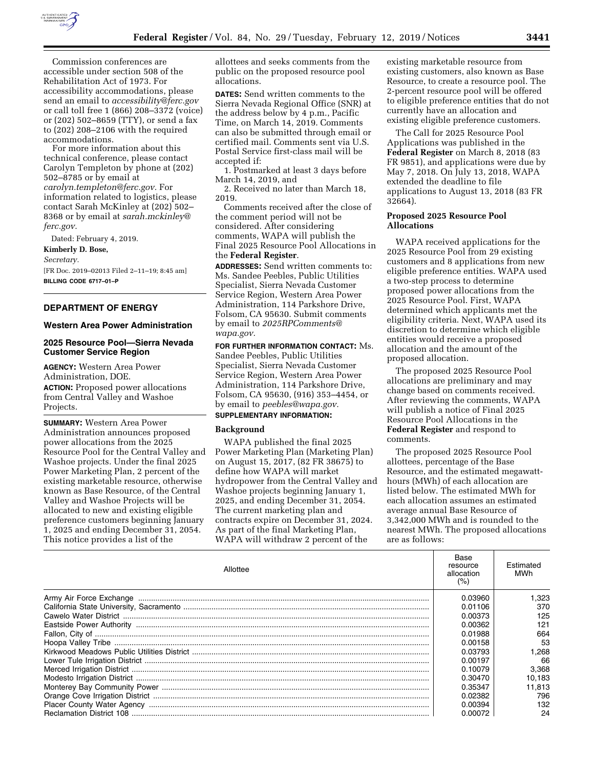Commission conferences are accessible under section 508 of the Rehabilitation Act of 1973. For accessibility accommodations, please send an email to *accessibility@ferc.gov* or call toll free 1 (866) 208–3372 (voice) or (202) 502–8659 (TTY), or send a fax to (202) 208–2106 with the required accommodations.

For more information about this technical conference, please contact Carolyn Templeton by phone at (202) 502–8785 or by email at *carolyn.templeton@ferc.gov*. For information related to logistics, please contact Sarah McKinley at (202) 502–8368 or by email at *sarah.mckinley@ferc.gov*.

Dated: February 4, 2019.

**Kimberly D. Bose,**

*Secretary.*

[FR Doc. 2019–02013 Filed 2–11–19; 8:45 am]

**BILLING CODE 6717–01–P**

## DEPARTMENT OF ENERGY

### Western Area Power Administration

### 2025 Resource Pool—Sierra Nevada Customer Service Region

**AGENCY:** Western Area Power Administration, DOE.

**ACTION:** Proposed power allocations from Central Valley and Washoe Projects.

**SUMMARY:** Western Area Power Administration announces proposed power allocations from the 2025 Resource Pool for the Central Valley and Washoe projects. Under the final 2025 Power Marketing Plan, 2 percent of the existing marketable resource, otherwise known as Base Resource, of the Central Valley and Washoe Projects will be allocated to new and existing eligible preference customers beginning January 1, 2025 and ending December 31, 2054. This notice provides a list of the allottees and seeks comments from the public on the proposed resource pool allocations.

**DATES:** Send written comments to the Sierra Nevada Regional Office (SNR) at the address below by 4 p.m., Pacific Time, on March 14, 2019. Comments can also be submitted through email or certified mail. Comments sent via U.S. Postal Service first-class mail will be accepted if:

1. Postmarked at least 3 days before March 14, 2019, and
2. Received no later than March 18, 2019.

Comments received after the close of the comment period will not be considered. After considering comments, WAPA will publish the Final 2025 Resource Pool Allocations in the **Federal Register**.

**ADDRESSES:** Send written comments to: Ms. Sandee Peebles, Public Utilities Specialist, Sierra Nevada Customer Service Region, Western Area Power Administration, 114 Parkshore Drive, Folsom, CA 95630. Submit comments by email to *2025RPComments@wapa.gov*.

**FOR FURTHER INFORMATION CONTACT:** Ms. Sandee Peebles, Public Utilities Specialist, Sierra Nevada Customer Service Region, Western Area Power Administration, 114 Parkshore Drive, Folsom, CA 95630, (916) 353–4454, or by email to *peebles@wapa.gov*.

**SUPPLEMENTARY INFORMATION:**

### Background

WAPA published the final 2025 Power Marketing Plan (Marketing Plan) on August 15, 2017, (82 FR 38675) to define how WAPA will market hydropower from the Central Valley and Washoe projects beginning January 1, 2025, and ending December 31, 2054. The current marketing plan and contracts expire on December 31, 2024. As part of the final Marketing Plan, WAPA will withdraw 2 percent of the existing marketable resource from existing customers, also known as Base Resource, to create a resource pool. The 2-percent resource pool will be offered to eligible preference entities that do not currently have an allocation and existing eligible preference customers.

The Call for 2025 Resource Pool Applications was published in the **Federal Register** on March 8, 2018 (83 FR 9851), and applications were due by May 7, 2018. On July 13, 2018, WAPA extended the deadline to file applications to August 13, 2018 (83 FR 32664).

### Proposed 2025 Resource Pool Allocations

WAPA received applications for the 2025 Resource Pool from 29 existing customers and 8 applications from new eligible preference entities. WAPA used a two-step process to determine proposed power allocations from the 2025 Resource Pool. First, WAPA determined which applicants met the eligibility criteria. Next, WAPA used its discretion to determine which eligible entities would receive a proposed allocation and the amount of the proposed allocation.

The proposed 2025 Resource Pool allocations are preliminary and may change based on comments received. After reviewing the comments, WAPA will publish a notice of Final 2025 Resource Pool Allocations in the **Federal Register** and respond to comments.

The proposed 2025 Resource Pool allottees, percentage of the Base Resource, and the estimated megawatt-hours (MWh) of each allocation are listed below. The estimated MWh for each allocation assumes an estimated average annual Base Resource of 3,342,000 MWh and is rounded to the nearest MWh. The proposed allocations are as follows:

| Allottee | Base resource allocation (%) | Estimated MWh |
|---|---|---|
| Army Air Force Exchange | 0.03960 | 1,323 |
| California State University, Sacramento | 0.01106 | 370 |
| Cawelo Water District | 0.00373 | 125 |
| Eastside Power Authority | 0.00362 | 121 |
| Fallon, City of | 0.01988 | 664 |
| Hoopa Valley Tribe | 0.00158 | 53 |
| Kirkwood Meadows Public Utilities District | 0.03793 | 1,268 |
| Lower Tule Irrigation District | 0.00197 | 66 |
| Merced Irrigation District | 0.10079 | 3,368 |
| Modesto Irrigation District | 0.30470 | 10,183 |
| Monterey Bay Community Power | 0.35347 | 11,813 |
| Orange Cove Irrigation District | 0.02382 | 796 |
| Placer County Water Agency | 0.00394 | 132 |
| Reclamation District 108 | 0.00072 | 24 |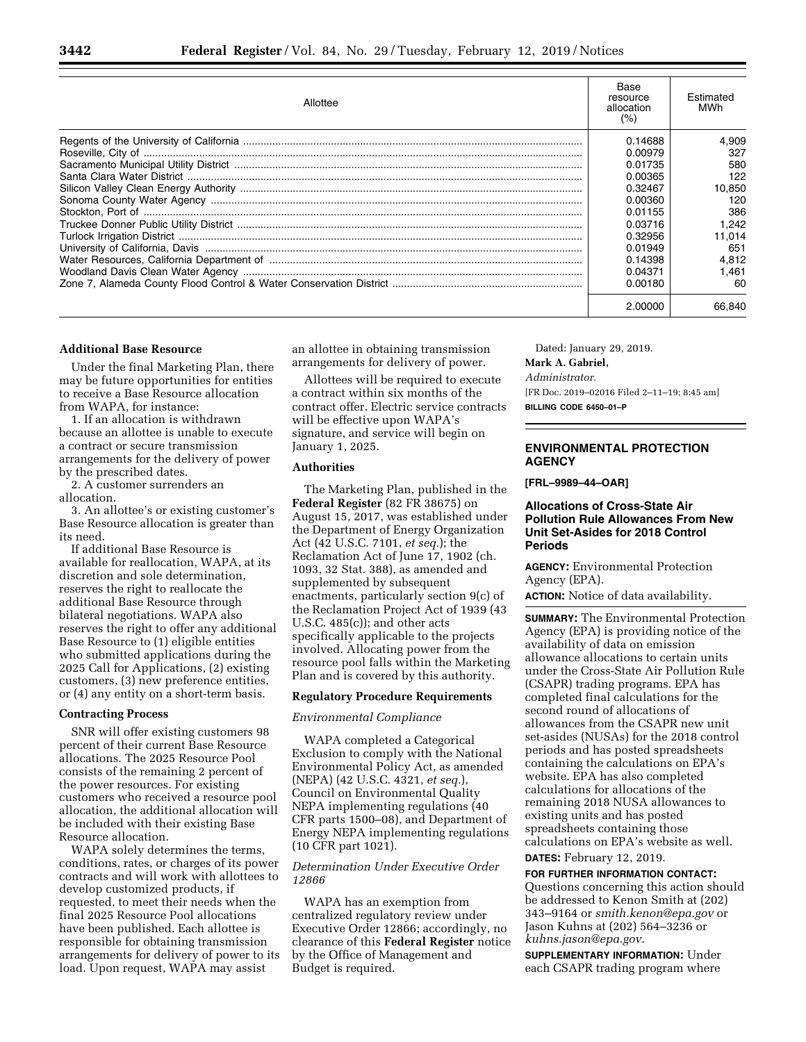| Allottee | Base resource allocation (%) | Estimated MWh |
|---|---|---|
| Regents of the University of California | 0.14688 | 4,909 |
| Roseville, City of | 0.00979 | 327 |
| Sacramento Municipal Utility District | 0.01735 | 580 |
| Santa Clara Water District | 0.00365 | 122 |
| Silicon Valley Clean Energy Authority | 0.32467 | 10,850 |
| Sonoma County Water Agency | 0.00360 | 120 |
| Stockton, Port of | 0.01155 | 386 |
| Truckee Donner Public Utility District | 0.03716 | 1,242 |
| Turlock Irrigation District | 0.32956 | 11,014 |
| University of California, Davis | 0.01949 | 651 |
| Water Resources, California Department of | 0.14398 | 4,812 |
| Woodland Davis Clean Water Agency | 0.04371 | 1,461 |
| Zone 7, Alameda County Flood Control & Water Conservation District | 0.00180 | 60 |
| | 2.00000 | 66,840 |

**Additional Base Resource**

Under the final Marketing Plan, there may be future opportunities for entities to receive a Base Resource allocation from WAPA, for instance:

1. If an allocation is withdrawn because an allottee is unable to execute a contract or secure transmission arrangements for the delivery of power by the prescribed dates.
2. A customer surrenders an allocation.
3. An allottee's or existing customer's Base Resource allocation is greater than its need.

If additional Base Resource is available for reallocation, WAPA, at its discretion and sole determination, reserves the right to reallocate the additional Base Resource through bilateral negotiations. WAPA also reserves the right to offer any additional Base Resource to (1) eligible entities who submitted applications during the 2025 Call for Applications, (2) existing customers, (3) new preference entities, or (4) any entity on a short-term basis.

**Contracting Process**

SNR will offer existing customers 98 percent of their current Base Resource allocations. The 2025 Resource Pool consists of the remaining 2 percent of the power resources. For existing customers who received a resource pool allocation, the additional allocation will be included with their existing Base Resource allocation.

WAPA solely determines the terms, conditions, rates, or charges of its power contracts and will work with allottees to develop customized products, if requested, to meet their needs when the final 2025 Resource Pool allocations have been published. Each allottee is responsible for obtaining transmission arrangements for delivery of power to its load. Upon request, WAPA may assist an allottee in obtaining transmission arrangements for delivery of power.

Allottees will be required to execute a contract within six months of the contract offer. Electric service contracts will be effective upon WAPA's signature, and service will begin on January 1, 2025.

**Authorities**

The Marketing Plan, published in the **Federal Register** (82 FR 38675) on August 15, 2017, was established under the Department of Energy Organization Act (42 U.S.C. 7101, *et seq.*); the Reclamation Act of June 17, 1902 (ch. 1093, 32 Stat. 388), as amended and supplemented by subsequent enactments, particularly section 9(c) of the Reclamation Project Act of 1939 (43 U.S.C. 485(c)); and other acts specifically applicable to the projects involved. Allocating power from the resource pool falls within the Marketing Plan and is covered by this authority.

**Regulatory Procedure Requirements**

*Environmental Compliance*

WAPA completed a Categorical Exclusion to comply with the National Environmental Policy Act, as amended (NEPA) (42 U.S.C. 4321, *et seq.*), Council on Environmental Quality NEPA implementing regulations (40 CFR parts 1500–08), and Department of Energy NEPA implementing regulations (10 CFR part 1021).

*Determination Under Executive Order 12866*

WAPA has an exemption from centralized regulatory review under Executive Order 12866; accordingly, no clearance of this **Federal Register** notice by the Office of Management and Budget is required.

Dated: January 29, 2019.

**Mark A. Gabriel,**

*Administrator.*

[FR Doc. 2019–02016 Filed 2–11–19; 8:45 am]

**BILLING CODE 6450–01–P**

## ENVIRONMENTAL PROTECTION AGENCY

**[FRL–9989–44–OAR]**

### Allocations of Cross-State Air Pollution Rule Allowances From New Unit Set-Asides for 2018 Control Periods

**AGENCY:** Environmental Protection Agency (EPA).

**ACTION:** Notice of data availability.

**SUMMARY:** The Environmental Protection Agency (EPA) is providing notice of the availability of data on emission allowance allocations to certain units under the Cross-State Air Pollution Rule (CSAPR) trading programs. EPA has completed final calculations for the second round of allocations of allowances from the CSAPR new unit set-asides (NUSAs) for the 2018 control periods and has posted spreadsheets containing the calculations on EPA's website. EPA has also completed calculations for allocations of the remaining 2018 NUSA allowances to existing units and has posted spreadsheets containing those calculations on EPA's website as well.

**DATES:** February 12, 2019.

**FOR FURTHER INFORMATION CONTACT:** Questions concerning this action should be addressed to Kenon Smith at (202) 343–9164 or *smith.kenon@epa.gov* or Jason Kuhns at (202) 564–3236 or *kuhns.jason@epa.gov.*

**SUPPLEMENTARY INFORMATION:** Under each CSAPR trading program where